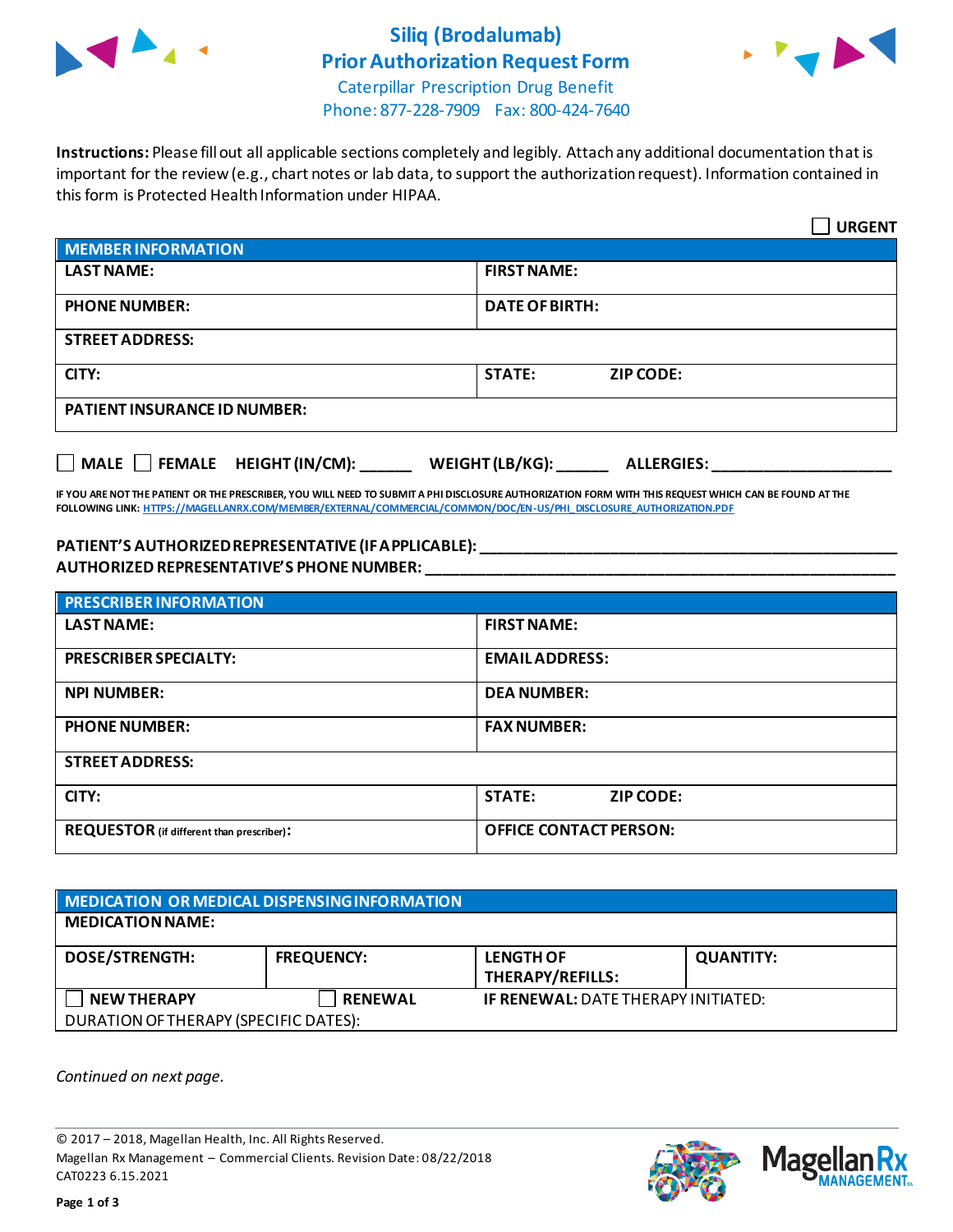# Siliq (Brodalumab)
# Prior Authorization Request Form

Caterpillar Prescription Drug Benefit
Phone: 877-228-7909 Fax: 800-424-7640

**Instructions:** Please fill out all applicable sections completely and legibly. Attach any additional documentation that is important for the review (e.g., chart notes or lab data, to support the authorization request). Information contained in this form is Protected Health Information under HIPAA.

☐ **URGENT**

| **MEMBER INFORMATION** | |
|---|---|
| **LAST NAME:** | **FIRST NAME:** |
| **PHONE NUMBER:** | **DATE OF BIRTH:** |
| **STREET ADDRESS:** | |
| **CITY:** | **STATE:** **ZIP CODE:** |
| **PATIENT INSURANCE ID NUMBER:** | |

☐ **MALE** ☐ **FEMALE** **HEIGHT (IN/CM):** ______ **WEIGHT (LB/KG):** ______ **ALLERGIES:** ____________________

**IF YOU ARE NOT THE PATIENT OR THE PRESCRIBER, YOU WILL NEED TO SUBMIT A PHI DISCLOSURE AUTHORIZATION FORM WITH THIS REQUEST WHICH CAN BE FOUND AT THE FOLLOWING LINK:** HTTPS://MAGELLANRX.COM/MEMBER/EXTERNAL/COMMERCIAL/COMMON/DOC/EN-US/PHI_DISCLOSURE_AUTHORIZATION.PDF

**PATIENT'S AUTHORIZED REPRESENTATIVE (IF APPLICABLE):** ________________________________________
**AUTHORIZED REPRESENTATIVE'S PHONE NUMBER:** ________________________________________

| **PRESCRIBER INFORMATION** | |
|---|---|
| **LAST NAME:** | **FIRST NAME:** |
| **PRESCRIBER SPECIALTY:** | **EMAIL ADDRESS:** |
| **NPI NUMBER:** | **DEA NUMBER:** |
| **PHONE NUMBER:** | **FAX NUMBER:** |
| **STREET ADDRESS:** | |
| **CITY:** | **STATE:** **ZIP CODE:** |
| **REQUESTOR** (if different than prescriber)**:** | **OFFICE CONTACT PERSON:** |

| **MEDICATION OR MEDICAL DISPENSING INFORMATION** | | | |
|---|---|---|---|
| **MEDICATION NAME:** | | | |
| **DOSE/STRENGTH:** | **FREQUENCY:** | **LENGTH OF THERAPY/REFILLS:** | **QUANTITY:** |
| ☐ **NEW THERAPY** | ☐ **RENEWAL** | **IF RENEWAL:** DATE THERAPY INITIATED: | |
| DURATION OF THERAPY (SPECIFIC DATES): | | | |

*Continued on next page.*

© 2017 – 2018, Magellan Health, Inc. All Rights Reserved.
Magellan Rx Management – Commercial Clients. Revision Date: 08/22/2018
CAT0223 6.15.2021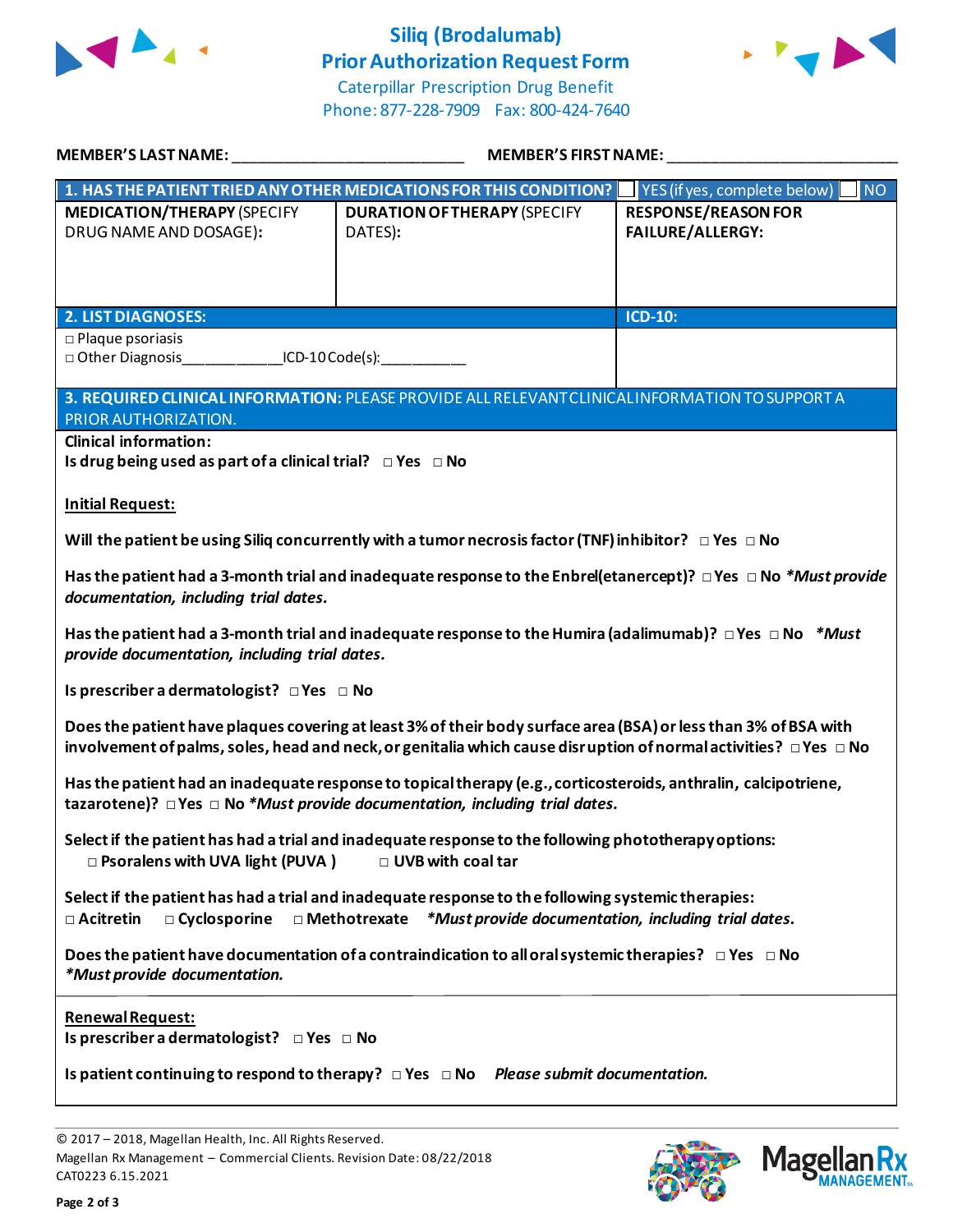# Siliq (Brodalumab)
## Prior Authorization Request Form

Caterpillar Prescription Drug Benefit
Phone: 877-228-7909 Fax: 800-424-7640

**MEMBER'S LAST NAME:** ___________________________ **MEMBER'S FIRST NAME:** ___________________________

| **1. HAS THE PATIENT TRIED ANY OTHER MEDICATIONS FOR THIS CONDITION?** | | ☐ YES (if yes, complete below) ☐ NO |
|---|---|---|
| **MEDICATION/THERAPY** (SPECIFY DRUG NAME AND DOSAGE): | **DURATION OF THERAPY** (SPECIFY DATES): | **RESPONSE/REASON FOR FAILURE/ALLERGY:** |
| | | |

| **2. LIST DIAGNOSES:** | **ICD-10:** |
|---|---|
| □ Plaque psoriasis<br>□ Other Diagnosis____________ICD-10 Code(s):___________ | |

**3. REQUIRED CLINICAL INFORMATION:** PLEASE PROVIDE ALL RELEVANT CLINICAL INFORMATION TO SUPPORT A PRIOR AUTHORIZATION.

**Clinical information:**
**Is drug being used as part of a clinical trial?** □ **Yes** □ **No**

**Initial Request:**

**Will the patient be using Siliq concurrently with a tumor necrosis factor (TNF) inhibitor?** □ **Yes** □ **No**

**Has the patient had a 3-month trial and inadequate response to the Enbrel (etanercept)?** □ **Yes** □ **No** ***Must provide documentation, including trial dates.***

**Has the patient had a 3-month trial and inadequate response to the Humira (adalimumab)?** □ **Yes** □ **No** ***Must provide documentation, including trial dates.***

**Is prescriber a dermatologist?** □ **Yes** □ **No**

**Does the patient have plaques covering at least 3% of their body surface area (BSA) or less than 3% of BSA with involvement of palms, soles, head and neck, or genitalia which cause disruption of normal activities?** □ **Yes** □ **No**

**Has the patient had an inadequate response to topical therapy (e.g., corticosteroids, anthralin, calcipotriene, tazarotene)?** □ **Yes** □ **No** ***Must provide documentation, including trial dates.***

**Select if the patient has had a trial and inadequate response to the following phototherapy options:**
□ **Psoralens with UVA light (PUVA)** □ **UVB with coal tar**

**Select if the patient has had a trial and inadequate response to the following systemic therapies:**
□ **Acitretin** □ **Cyclosporine** □ **Methotrexate** ***Must provide documentation, including trial dates.***

**Does the patient have documentation of a contraindication to all oral systemic therapies?** □ **Yes** □ **No**
***Must provide documentation.***

**Renewal Request:**
**Is prescriber a dermatologist?** □ **Yes** □ **No**

**Is patient continuing to respond to therapy?** □ **Yes** □ **No** ***Please submit documentation.***

© 2017 – 2018, Magellan Health, Inc. All Rights Reserved.
Magellan Rx Management – Commercial Clients. Revision Date: 08/22/2018
CAT0223 6.15.2021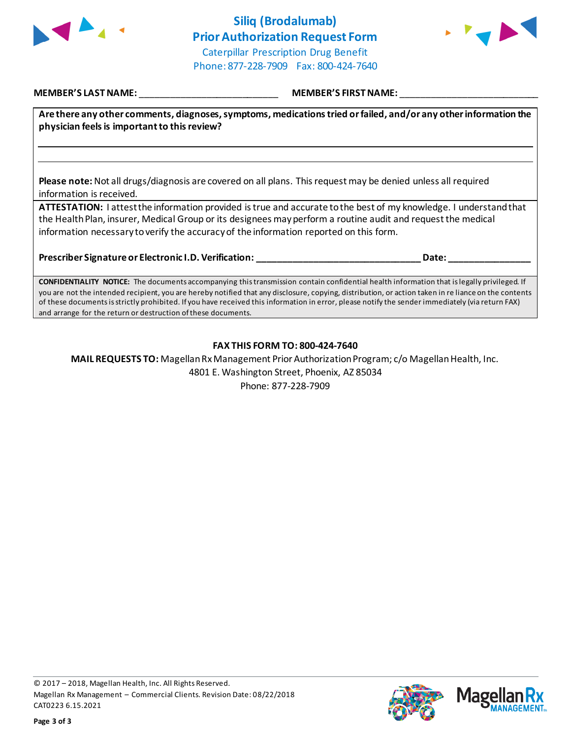# Siliq (Brodalumab)
## Prior Authorization Request Form

Caterpillar Prescription Drug Benefit
Phone: 877-228-7909 Fax: 800-424-7640

**MEMBER'S LAST NAME:** ___________________________ **MEMBER'S FIRST NAME:** ___________________________

**Are there any other comments, diagnoses, symptoms, medications tried or failed, and/or any other information the physician feels is important to this review?**

_______________________________________________________________________________

_______________________________________________________________________________

**Please note:** Not all drugs/diagnosis are covered on all plans. This request may be denied unless all required information is received.

**ATTESTATION:** I attest the information provided is true and accurate to the best of my knowledge. I understand that the Health Plan, insurer, Medical Group or its designees may perform a routine audit and request the medical information necessary to verify the accuracy of the information reported on this form.

**Prescriber Signature or Electronic I.D. Verification:** ________________________________ **Date:** ________________

**CONFIDENTIALITY NOTICE:** The documents accompanying this transmission contain confidential health information that is legally privileged. If you are not the intended recipient, you are hereby notified that any disclosure, copying, distribution, or action taken in reliance on the contents of these documents is strictly prohibited. If you have received this information in error, please notify the sender immediately (via return FAX) and arrange for the return or destruction of these documents.

**FAX THIS FORM TO: 800-424-7640**

**MAIL REQUESTS TO:** Magellan Rx Management Prior Authorization Program; c/o Magellan Health, Inc.
4801 E. Washington Street, Phoenix, AZ 85034
Phone: 877-228-7909

© 2017 – 2018, Magellan Health, Inc. All Rights Reserved.
Magellan Rx Management – Commercial Clients. Revision Date: 08/22/2018
CAT0223 6.15.2021